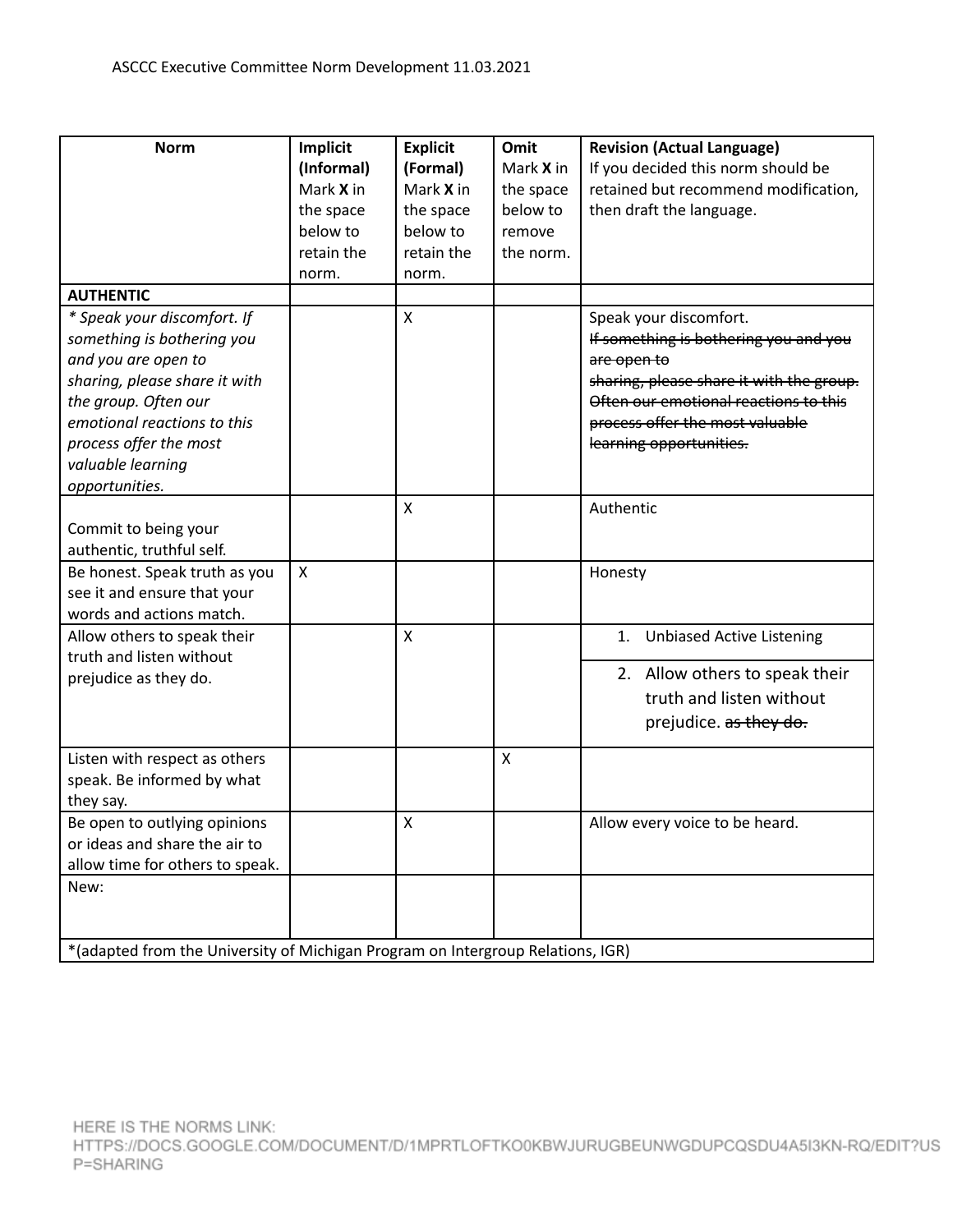ASCCC Executive Committee Norm Development 11.03.2021

| Norm | Implicit (Informal) Mark **X** in the space below to retain the norm. | Explicit (Formal) Mark **X** in the space below to retain the norm. | Omit Mark **X** in the space below to remove the norm. | Revision (Actual Language) If you decided this norm should be retained but recommend modification, then draft the language. |
|---|---|---|---|---|
| **AUTHENTIC** | | | | |
| *\* Speak your discomfort. If something is bothering you and you are open to sharing, please share it with the group. Often our emotional reactions to this process offer the most valuable learning opportunities.* | | X | | Speak your discomfort. ~~If something is bothering you and you are open to sharing, please share it with the group. Often our emotional reactions to this process offer the most valuable learning opportunities.~~ |
| Commit to being your authentic, truthful self. | | X | | Authentic |
| Be honest. Speak truth as you see it and ensure that your words and actions match. | X | | | Honesty |
| Allow others to speak their truth and listen without prejudice as they do. | | X | | 1. Unbiased Active Listening<br>2. Allow others to speak their truth and listen without prejudice. ~~as they do.~~ |
| Listen with respect as others speak. Be informed by what they say. | | | X | |
| Be open to outlying opinions or ideas and share the air to allow time for others to speak. | | X | | Allow every voice to be heard. |
| New: | | | | |
| *(adapted from the University of Michigan Program on Intergroup Relations, IGR) | | | | |

HERE IS THE NORMS LINK:
HTTPS://DOCS.GOOGLE.COM/DOCUMENT/D/1MPRTLOFTKO0KBWJURUGBEUNWGDUPCQSDU4A5I3KN-RQ/EDIT?USP=SHARING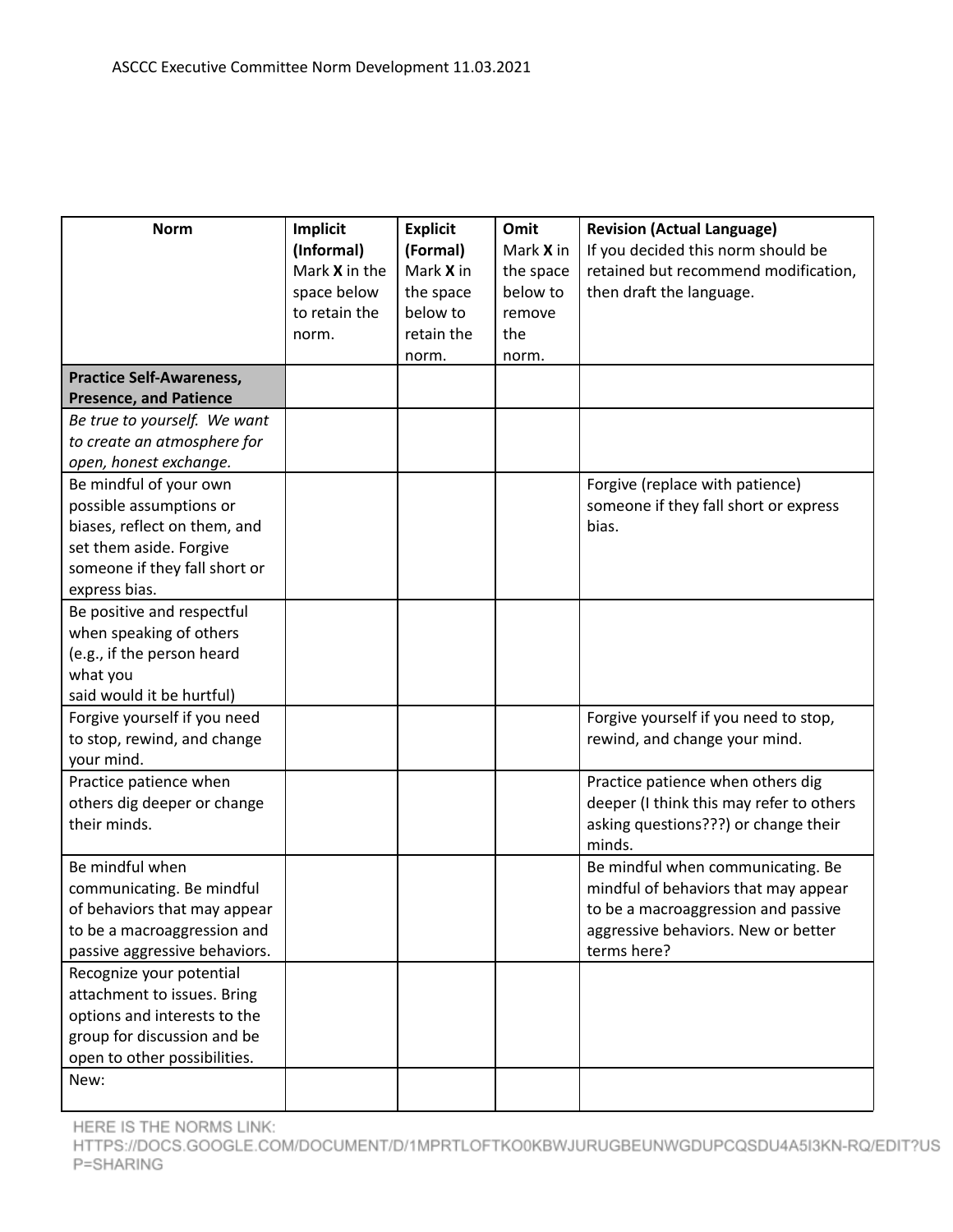ASCCC Executive Committee Norm Development 11.03.2021

| Norm | Implicit (Informal) Mark **X** in the space below to retain the norm. | Explicit (Formal) Mark **X** in the space below to retain the norm. | Omit Mark **X** in the space below to remove the norm. | Revision (Actual Language) If you decided this norm should be retained but recommend modification, then draft the language. |
|---|---|---|---|---|
| **Practice Self-Awareness, Presence, and Patience** | | | | |
| *Be true to yourself. We want to create an atmosphere for open, honest exchange.* | | | | |
| Be mindful of your own possible assumptions or biases, reflect on them, and set them aside. Forgive someone if they fall short or express bias. | | | | Forgive (replace with patience) someone if they fall short or express bias. |
| Be positive and respectful when speaking of others (e.g., if the person heard what you said would it be hurtful) | | | | |
| Forgive yourself if you need to stop, rewind, and change your mind. | | | | Forgive yourself if you need to stop, rewind, and change your mind. |
| Practice patience when others dig deeper or change their minds. | | | | Practice patience when others dig deeper (I think this may refer to others asking questions???) or change their minds. |
| Be mindful when communicating. Be mindful of behaviors that may appear to be a macroaggression and passive aggressive behaviors. | | | | Be mindful when communicating. Be mindful of behaviors that may appear to be a macroaggression and passive aggressive behaviors. New or better terms here? |
| Recognize your potential attachment to issues. Bring options and interests to the group for discussion and be open to other possibilities. | | | | |
| New: | | | | |

HERE IS THE NORMS LINK: HTTPS://DOCS.GOOGLE.COM/DOCUMENT/D/1MPRTLOFTKO0KBWJURUGBEUNWGDUPCQSDU4A5I3KN-RQ/EDIT?USP=SHARING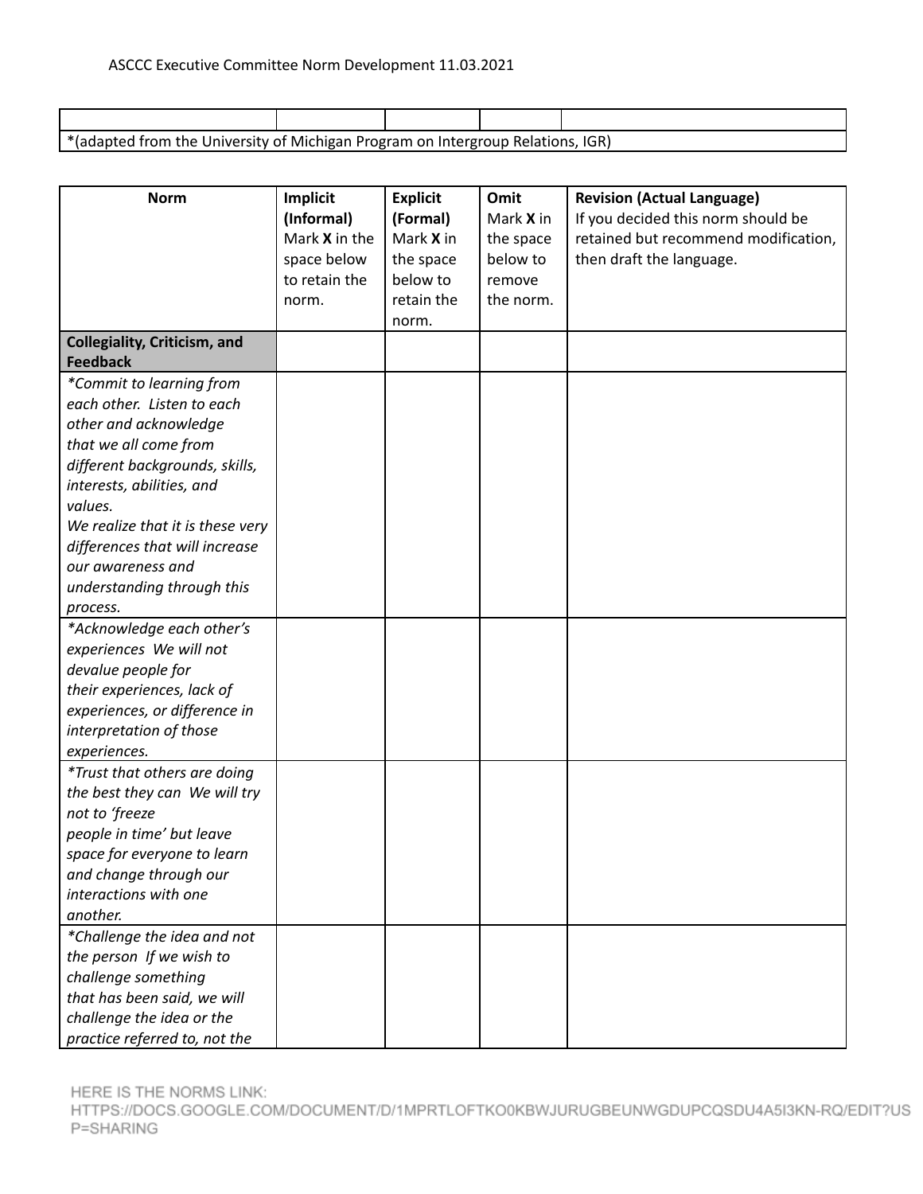ASCCC Executive Committee Norm Development 11.03.2021

| | | | | |
|---|---|---|---|---|
| | | | | |
| *(adapted from the University of Michigan Program on Intergroup Relations, IGR) | | | | |

| Norm | **Implicit (Informal)** Mark **X** in the space below to retain the norm. | **Explicit (Formal)** Mark **X** in the space below to retain the norm. | **Omit** Mark **X** in the space below to remove the norm. | **Revision (Actual Language)** If you decided this norm should be retained but recommend modification, then draft the language. |
|---|---|---|---|---|
| **Collegiality, Criticism, and Feedback** | | | | |
| *\*Commit to learning from each other. Listen to each other and acknowledge that we all come from different backgrounds, skills, interests, abilities, and values. We realize that it is these very differences that will increase our awareness and understanding through this process.* | | | | |
| *\*Acknowledge each other's experiences We will not devalue people for their experiences, lack of experiences, or difference in interpretation of those experiences.* | | | | |
| *\*Trust that others are doing the best they can We will try not to 'freeze people in time' but leave space for everyone to learn and change through our interactions with one another.* | | | | |
| *\*Challenge the idea and not the person If we wish to challenge something that has been said, we will challenge the idea or the practice referred to, not the* | | | | |

HERE IS THE NORMS LINK: HTTPS://DOCS.GOOGLE.COM/DOCUMENT/D/1MPRTLOFTKO0KBWJURUGBEUNWGDUPCQSDU4A5I3KN-RQ/EDIT?USP=SHARING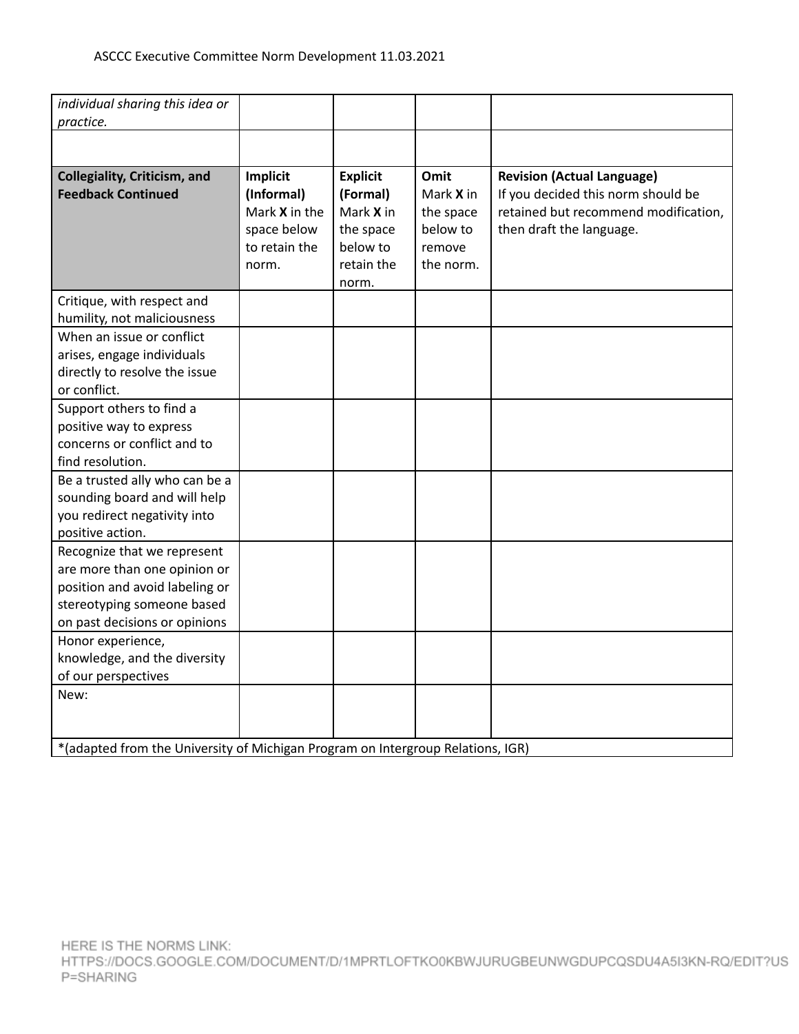| | | | | |
|---|---|---|---|---|
| *individual sharing this idea or practice.* | | | | |
| | | | | |
| **Collegiality, Criticism, and Feedback Continued** | **Implicit (Informal)** Mark **X** in the space below to retain the norm. | **Explicit (Formal)** Mark **X** in the space below to retain the norm. | **Omit** Mark **X** in the space below to remove the norm. | **Revision (Actual Language)** If you decided this norm should be retained but recommend modification, then draft the language. |
| Critique, with respect and humility, not maliciousness | | | | |
| When an issue or conflict arises, engage individuals directly to resolve the issue or conflict. | | | | |
| Support others to find a positive way to express concerns or conflict and to find resolution. | | | | |
| Be a trusted ally who can be a sounding board and will help you redirect negativity into positive action. | | | | |
| Recognize that we represent are more than one opinion or position and avoid labeling or stereotyping someone based on past decisions or opinions | | | | |
| Honor experience, knowledge, and the diversity of our perspectives | | | | |
| New: | | | | |
| *(adapted from the University of Michigan Program on Intergroup Relations, IGR) | | | | |

HERE IS THE NORMS LINK:
HTTPS://DOCS.GOOGLE.COM/DOCUMENT/D/1MPRTLOFTKO0KBWJURUGBEUNWGDUPCQSDU4A5I3KN-RQ/EDIT?USP=SHARING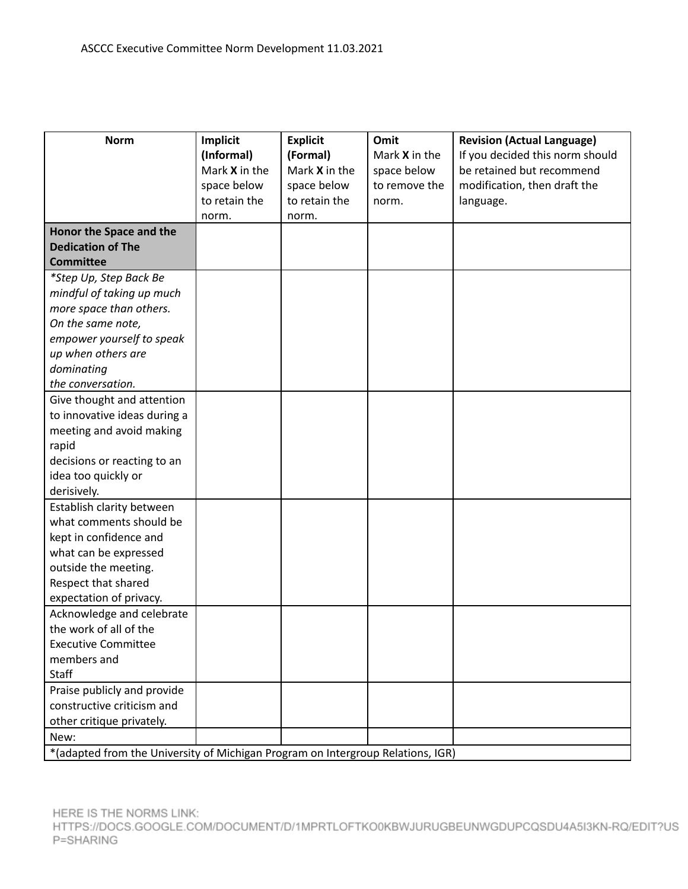ASCCC Executive Committee Norm Development 11.03.2021

| Norm | **Implicit (Informal)** Mark **X** in the space below to retain the norm. | **Explicit (Formal)** Mark **X** in the space below to retain the norm. | **Omit** Mark **X** in the space below to remove the norm. | **Revision (Actual Language)** If you decided this norm should be retained but recommend modification, then draft the language. |
|---|---|---|---|---|
| **Honor the Space and the Dedication of The Committee** | | | | |
| *\*Step Up, Step Back Be mindful of taking up much more space than others. On the same note, empower yourself to speak up when others are dominating the conversation.* | | | | |
| Give thought and attention to innovative ideas during a meeting and avoid making rapid decisions or reacting to an idea too quickly or derisively. | | | | |
| Establish clarity between what comments should be kept in confidence and what can be expressed outside the meeting. Respect that shared expectation of privacy. | | | | |
| Acknowledge and celebrate the work of all of the Executive Committee members and Staff | | | | |
| Praise publicly and provide constructive criticism and other critique privately. | | | | |
| New: | | | | |
| *(adapted from the University of Michigan Program on Intergroup Relations, IGR) | | | | |

HERE IS THE NORMS LINK: HTTPS://DOCS.GOOGLE.COM/DOCUMENT/D/1MPRTLOFTKO0KBWJURUGBEUNWGDUPCQSDU4A5I3KN-RQ/EDIT?USP=SHARING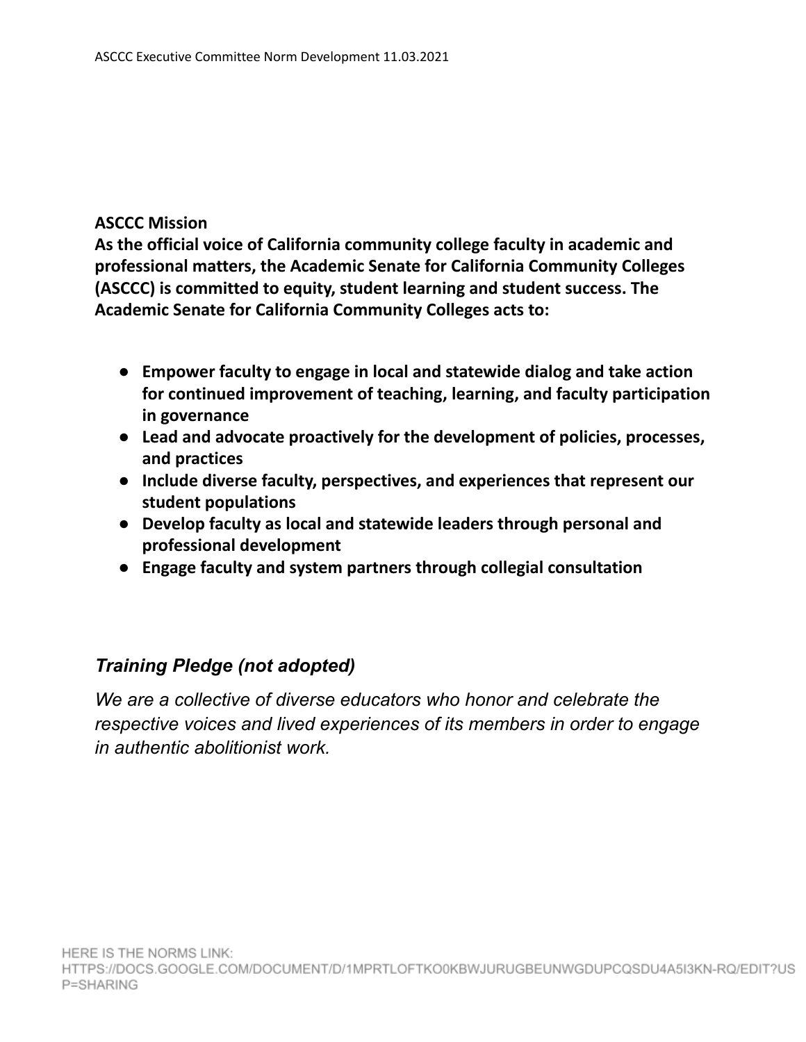**ASCCC Mission**
**As the official voice of California community college faculty in academic and professional matters, the Academic Senate for California Community Colleges (ASCCC) is committed to equity, student learning and student success. The Academic Senate for California Community Colleges acts to:**

- **Empower faculty to engage in local and statewide dialog and take action for continued improvement of teaching, learning, and faculty participation in governance**
- **Lead and advocate proactively for the development of policies, processes, and practices**
- **Include diverse faculty, perspectives, and experiences that represent our student populations**
- **Develop faculty as local and statewide leaders through personal and professional development**
- **Engage faculty and system partners through collegial consultation**

### *Training Pledge (not adopted)*

*We are a collective of diverse educators who honor and celebrate the respective voices and lived experiences of its members in order to engage in authentic abolitionist work.*

HERE IS THE NORMS LINK:
HTTPS://DOCS.GOOGLE.COM/DOCUMENT/D/1MPRTLOFTKO0KBWJURUGBEUNWGDUPCQSDU4A5I3KN-RQ/EDIT?USP=SHARING